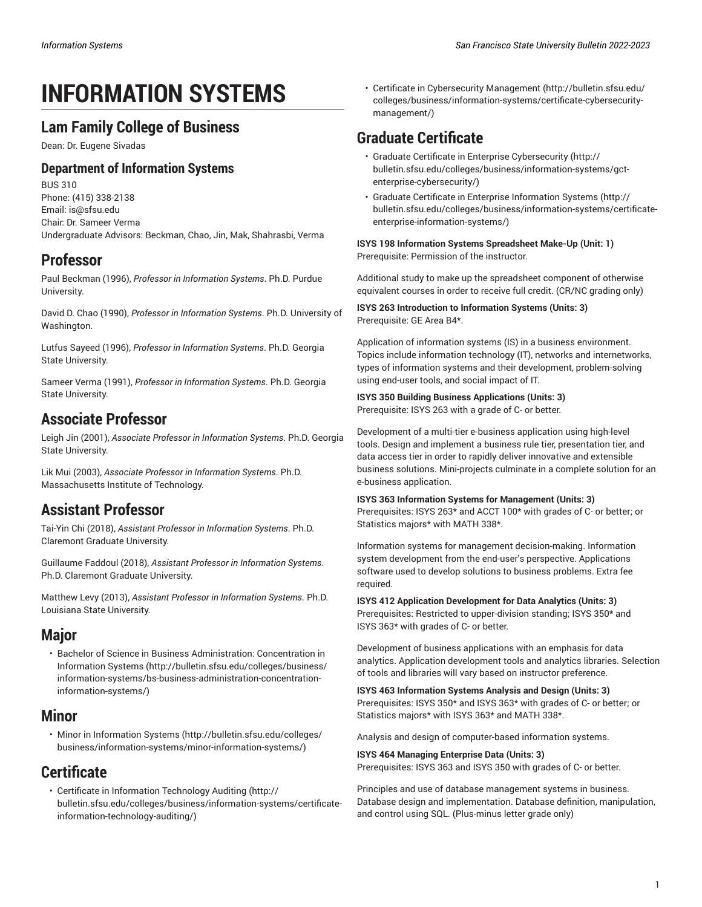# INFORMATION SYSTEMS

## Lam Family College of Business

Dean: Dr. Eugene Sivadas

### Department of Information Systems

BUS 310
Phone: (415) 338-2138
Email: is@sfsu.edu
Chair: Dr. Sameer Verma
Undergraduate Advisors: Beckman, Chao, Jin, Mak, Shahrasbi, Verma

## Professor

Paul Beckman (1996), *Professor in Information Systems*. Ph.D. Purdue University.

David D. Chao (1990), *Professor in Information Systems*. Ph.D. University of Washington.

Lutfus Sayeed (1996), *Professor in Information Systems*. Ph.D. Georgia State University.

Sameer Verma (1991), *Professor in Information Systems*. Ph.D. Georgia State University.

## Associate Professor

Leigh Jin (2001), *Associate Professor in Information Systems*. Ph.D. Georgia State University.

Lik Mui (2003), *Associate Professor in Information Systems*. Ph.D. Massachusetts Institute of Technology.

## Assistant Professor

Tai-Yin Chi (2018), *Assistant Professor in Information Systems*. Ph.D. Claremont Graduate University.

Guillaume Faddoul (2018), *Assistant Professor in Information Systems*. Ph.D. Claremont Graduate University.

Matthew Levy (2013), *Assistant Professor in Information Systems*. Ph.D. Louisiana State University.

## Major

- Bachelor of Science in Business Administration: Concentration in Information Systems (http://bulletin.sfsu.edu/colleges/business/information-systems/bs-business-administration-concentration-information-systems/)

## Minor

- Minor in Information Systems (http://bulletin.sfsu.edu/colleges/business/information-systems/minor-information-systems/)

## Certificate

- Certificate in Information Technology Auditing (http://bulletin.sfsu.edu/colleges/business/information-systems/certificate-information-technology-auditing/)
- Certificate in Cybersecurity Management (http://bulletin.sfsu.edu/colleges/business/information-systems/certificate-cybersecurity-management/)

## Graduate Certificate

- Graduate Certificate in Enterprise Cybersecurity (http://bulletin.sfsu.edu/colleges/business/information-systems/gct-enterprise-cybersecurity/)
- Graduate Certificate in Enterprise Information Systems (http://bulletin.sfsu.edu/colleges/business/information-systems/certificate-enterprise-information-systems/)

**ISYS 198 Information Systems Spreadsheet Make-Up (Unit: 1)**
Prerequisite: Permission of the instructor.

Additional study to make up the spreadsheet component of otherwise equivalent courses in order to receive full credit. (CR/NC grading only)

**ISYS 263 Introduction to Information Systems (Units: 3)**
Prerequisite: GE Area B4*.

Application of information systems (IS) in a business environment. Topics include information technology (IT), networks and internetworks, types of information systems and their development, problem-solving using end-user tools, and social impact of IT.

**ISYS 350 Building Business Applications (Units: 3)**
Prerequisite: ISYS 263 with a grade of C- or better.

Development of a multi-tier e-business application using high-level tools. Design and implement a business rule tier, presentation tier, and data access tier in order to rapidly deliver innovative and extensible business solutions. Mini-projects culminate in a complete solution for an e-business application.

**ISYS 363 Information Systems for Management (Units: 3)**
Prerequisites: ISYS 263* and ACCT 100* with grades of C- or better; or Statistics majors* with MATH 338*.

Information systems for management decision-making. Information system development from the end-user's perspective. Applications software used to develop solutions to business problems. Extra fee required.

**ISYS 412 Application Development for Data Analytics (Units: 3)**
Prerequisites: Restricted to upper-division standing; ISYS 350* and ISYS 363* with grades of C- or better.

Development of business applications with an emphasis for data analytics. Application development tools and analytics libraries. Selection of tools and libraries will vary based on instructor preference.

**ISYS 463 Information Systems Analysis and Design (Units: 3)**
Prerequisites: ISYS 350* and ISYS 363* with grades of C- or better; or Statistics majors* with ISYS 363* and MATH 338*.

Analysis and design of computer-based information systems.

**ISYS 464 Managing Enterprise Data (Units: 3)**
Prerequisites: ISYS 363 and ISYS 350 with grades of C- or better.

Principles and use of database management systems in business. Database design and implementation. Database definition, manipulation, and control using SQL. (Plus-minus letter grade only)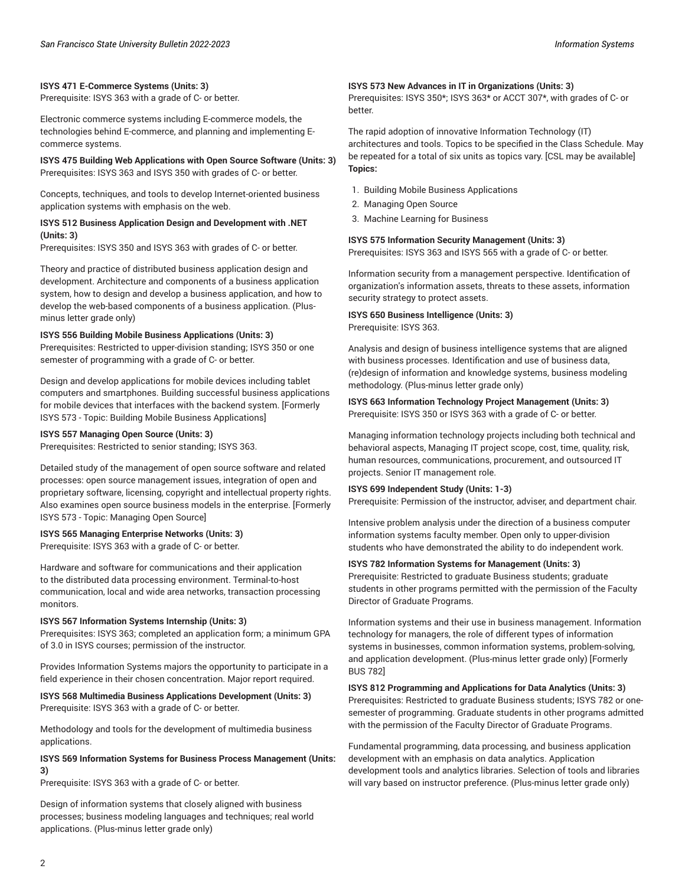**ISYS 471 E-Commerce Systems (Units: 3)**
Prerequisite: ISYS 363 with a grade of C- or better.

Electronic commerce systems including E-commerce models, the technologies behind E-commerce, and planning and implementing E-commerce systems.

**ISYS 475 Building Web Applications with Open Source Software (Units: 3)**
Prerequisites: ISYS 363 and ISYS 350 with grades of C- or better.

Concepts, techniques, and tools to develop Internet-oriented business application systems with emphasis on the web.

**ISYS 512 Business Application Design and Development with .NET (Units: 3)**
Prerequisites: ISYS 350 and ISYS 363 with grades of C- or better.

Theory and practice of distributed business application design and development. Architecture and components of a business application system, how to design and develop a business application, and how to develop the web-based components of a business application. (Plus-minus letter grade only)

**ISYS 556 Building Mobile Business Applications (Units: 3)**
Prerequisites: Restricted to upper-division standing; ISYS 350 or one semester of programming with a grade of C- or better.

Design and develop applications for mobile devices including tablet computers and smartphones. Building successful business applications for mobile devices that interfaces with the backend system. [Formerly ISYS 573 - Topic: Building Mobile Business Applications]

**ISYS 557 Managing Open Source (Units: 3)**
Prerequisites: Restricted to senior standing; ISYS 363.

Detailed study of the management of open source software and related processes: open source management issues, integration of open and proprietary software, licensing, copyright and intellectual property rights. Also examines open source business models in the enterprise. [Formerly ISYS 573 - Topic: Managing Open Source]

**ISYS 565 Managing Enterprise Networks (Units: 3)**
Prerequisite: ISYS 363 with a grade of C- or better.

Hardware and software for communications and their application to the distributed data processing environment. Terminal-to-host communication, local and wide area networks, transaction processing monitors.

**ISYS 567 Information Systems Internship (Units: 3)**
Prerequisites: ISYS 363; completed an application form; a minimum GPA of 3.0 in ISYS courses; permission of the instructor.

Provides Information Systems majors the opportunity to participate in a field experience in their chosen concentration. Major report required.

**ISYS 568 Multimedia Business Applications Development (Units: 3)**
Prerequisite: ISYS 363 with a grade of C- or better.

Methodology and tools for the development of multimedia business applications.

**ISYS 569 Information Systems for Business Process Management (Units: 3)**
Prerequisite: ISYS 363 with a grade of C- or better.

Design of information systems that closely aligned with business processes; business modeling languages and techniques; real world applications. (Plus-minus letter grade only)

**ISYS 573 New Advances in IT in Organizations (Units: 3)**
Prerequisites: ISYS 350*; ISYS 363* or ACCT 307*, with grades of C- or better.

The rapid adoption of innovative Information Technology (IT) architectures and tools. Topics to be specified in the Class Schedule. May be repeated for a total of six units as topics vary. [CSL may be available]
**Topics:**

1. Building Mobile Business Applications
2. Managing Open Source
3. Machine Learning for Business

**ISYS 575 Information Security Management (Units: 3)**
Prerequisites: ISYS 363 and ISYS 565 with a grade of C- or better.

Information security from a management perspective. Identification of organization's information assets, threats to these assets, information security strategy to protect assets.

**ISYS 650 Business Intelligence (Units: 3)**
Prerequisite: ISYS 363.

Analysis and design of business intelligence systems that are aligned with business processes. Identification and use of business data, (re)design of information and knowledge systems, business modeling methodology. (Plus-minus letter grade only)

**ISYS 663 Information Technology Project Management (Units: 3)**
Prerequisite: ISYS 350 or ISYS 363 with a grade of C- or better.

Managing information technology projects including both technical and behavioral aspects, Managing IT project scope, cost, time, quality, risk, human resources, communications, procurement, and outsourced IT projects. Senior IT management role.

**ISYS 699 Independent Study (Units: 1-3)**
Prerequisite: Permission of the instructor, adviser, and department chair.

Intensive problem analysis under the direction of a business computer information systems faculty member. Open only to upper-division students who have demonstrated the ability to do independent work.

**ISYS 782 Information Systems for Management (Units: 3)**
Prerequisite: Restricted to graduate Business students; graduate students in other programs permitted with the permission of the Faculty Director of Graduate Programs.

Information systems and their use in business management. Information technology for managers, the role of different types of information systems in businesses, common information systems, problem-solving, and application development. (Plus-minus letter grade only) [Formerly BUS 782]

**ISYS 812 Programming and Applications for Data Analytics (Units: 3)**
Prerequisites: Restricted to graduate Business students; ISYS 782 or one-semester of programming. Graduate students in other programs admitted with the permission of the Faculty Director of Graduate Programs.

Fundamental programming, data processing, and business application development with an emphasis on data analytics. Application development tools and analytics libraries. Selection of tools and libraries will vary based on instructor preference. (Plus-minus letter grade only)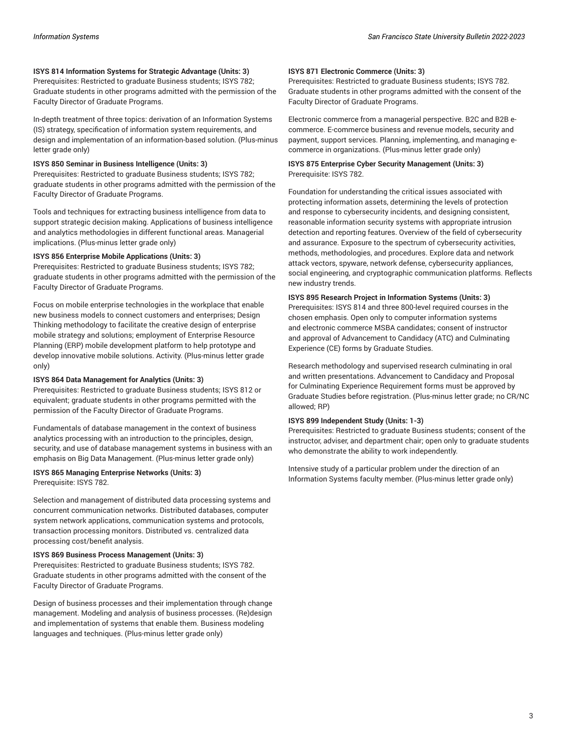**ISYS 814 Information Systems for Strategic Advantage (Units: 3)**
Prerequisites: Restricted to graduate Business students; ISYS 782; Graduate students in other programs admitted with the permission of the Faculty Director of Graduate Programs.

In-depth treatment of three topics: derivation of an Information Systems (IS) strategy, specification of information system requirements, and design and implementation of an information-based solution. (Plus-minus letter grade only)

**ISYS 850 Seminar in Business Intelligence (Units: 3)**
Prerequisites: Restricted to graduate Business students; ISYS 782; graduate students in other programs admitted with the permission of the Faculty Director of Graduate Programs.

Tools and techniques for extracting business intelligence from data to support strategic decision making. Applications of business intelligence and analytics methodologies in different functional areas. Managerial implications. (Plus-minus letter grade only)

**ISYS 856 Enterprise Mobile Applications (Units: 3)**
Prerequisites: Restricted to graduate Business students; ISYS 782; graduate students in other programs admitted with the permission of the Faculty Director of Graduate Programs.

Focus on mobile enterprise technologies in the workplace that enable new business models to connect customers and enterprises; Design Thinking methodology to facilitate the creative design of enterprise mobile strategy and solutions; employment of Enterprise Resource Planning (ERP) mobile development platform to help prototype and develop innovative mobile solutions. Activity. (Plus-minus letter grade only)

**ISYS 864 Data Management for Analytics (Units: 3)**
Prerequisites: Restricted to graduate Business students; ISYS 812 or equivalent; graduate students in other programs permitted with the permission of the Faculty Director of Graduate Programs.

Fundamentals of database management in the context of business analytics processing with an introduction to the principles, design, security, and use of database management systems in business with an emphasis on Big Data Management. (Plus-minus letter grade only)

**ISYS 865 Managing Enterprise Networks (Units: 3)**
Prerequisite: ISYS 782.

Selection and management of distributed data processing systems and concurrent communication networks. Distributed databases, computer system network applications, communication systems and protocols, transaction processing monitors. Distributed vs. centralized data processing cost/benefit analysis.

**ISYS 869 Business Process Management (Units: 3)**
Prerequisites: Restricted to graduate Business students; ISYS 782. Graduate students in other programs admitted with the consent of the Faculty Director of Graduate Programs.

Design of business processes and their implementation through change management. Modeling and analysis of business processes. (Re)design and implementation of systems that enable them. Business modeling languages and techniques. (Plus-minus letter grade only)

**ISYS 871 Electronic Commerce (Units: 3)**
Prerequisites: Restricted to graduate Business students; ISYS 782. Graduate students in other programs admitted with the consent of the Faculty Director of Graduate Programs.

Electronic commerce from a managerial perspective. B2C and B2B e-commerce. E-commerce business and revenue models, security and payment, support services. Planning, implementing, and managing e-commerce in organizations. (Plus-minus letter grade only)

**ISYS 875 Enterprise Cyber Security Management (Units: 3)**
Prerequisite: ISYS 782.

Foundation for understanding the critical issues associated with protecting information assets, determining the levels of protection and response to cybersecurity incidents, and designing consistent, reasonable information security systems with appropriate intrusion detection and reporting features. Overview of the field of cybersecurity and assurance. Exposure to the spectrum of cybersecurity activities, methods, methodologies, and procedures. Explore data and network attack vectors, spyware, network defense, cybersecurity appliances, social engineering, and cryptographic communication platforms. Reflects new industry trends.

**ISYS 895 Research Project in Information Systems (Units: 3)**
Prerequisites: ISYS 814 and three 800-level required courses in the chosen emphasis. Open only to computer information systems and electronic commerce MSBA candidates; consent of instructor and approval of Advancement to Candidacy (ATC) and Culminating Experience (CE) forms by Graduate Studies.

Research methodology and supervised research culminating in oral and written presentations. Advancement to Candidacy and Proposal for Culminating Experience Requirement forms must be approved by Graduate Studies before registration. (Plus-minus letter grade; no CR/NC allowed; RP)

**ISYS 899 Independent Study (Units: 1-3)**
Prerequisites: Restricted to graduate Business students; consent of the instructor, adviser, and department chair; open only to graduate students who demonstrate the ability to work independently.

Intensive study of a particular problem under the direction of an Information Systems faculty member. (Plus-minus letter grade only)